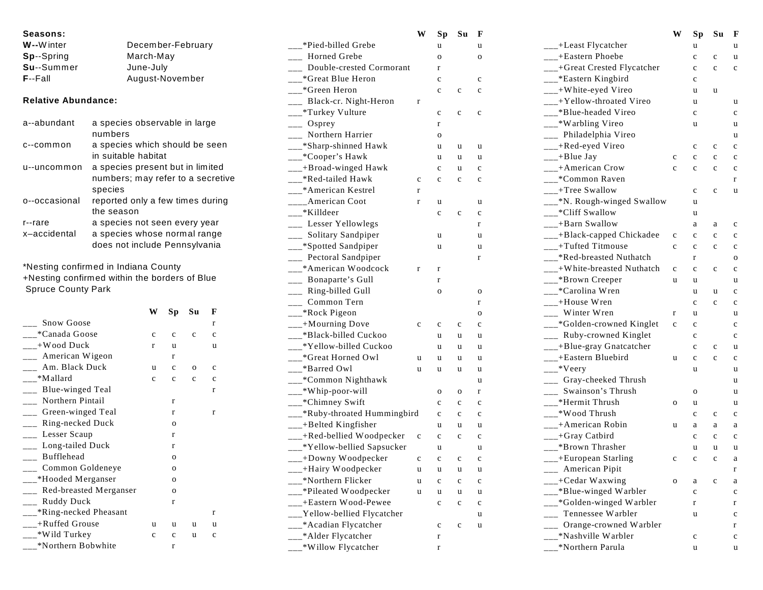**Seasons:**

| | | |
|---|---|---|
| **W**--Winter | December-February |
| **Sp**--Spring | March-May |
| **Su**--Summer | June-July |
| **F**--Fall | August-November |

**Relative Abundance:**

| | |
|---|---|
| a--abundant | a species observable in large numbers |
| c--common | a species which should be seen in suitable habitat |
| u--uncommon | a species present but in limited numbers; may refer to a secretive species |
| o--occasional | reported only a few times during the season |
| r--rare | a species not seen every year |
| x–accidental | a species whose normal range does not include Pennsylvania |

*Nesting confirmed in Indiana County
+Nesting confirmed within the borders of Blue Spruce County Park

| | W | Sp | Su | F |
|---|---|---|---|---|
| ___ Snow Goose | | | | r |
| ___*Canada Goose | c | c | c | c |
| ___+Wood Duck | r | u | | u |
| ___ American Wigeon | | r | | |
| ___ Am. Black Duck | u | c | o | c |
| ___*Mallard | c | c | c | c |
| ___ Blue-winged Teal | | | | r |
| ___ Northern Pintail | | r | | |
| ___ Green-winged Teal | | r | | r |
| ___ Ring-necked Duck | | o | | |
| ___ Lesser Scaup | | r | | |
| ___ Long-tailed Duck | | r | | |
| ___ Bufflehead | | o | | |
| ___ Common Goldeneye | | o | | |
| ___*Hooded Merganser | | o | | |
| ___ Red-breasted Merganser | | o | | |
| ___ Ruddy Duck | | r | | |
| ___*Ring-necked Pheasant | | | | r |
| ___+Ruffed Grouse | u | u | u | u |
| ___*Wild Turkey | c | c | u | c |
| ___*Northern Bobwhite | | r | | |

| | W | Sp | Su | F |
|---|---|---|---|---|
| ___*Pied-billed Grebe | | u | | u |
| ___ Horned Grebe | | o | | o |
| ___ Double-crested Cormorant | | r | | |
| ___*Great Blue Heron | | c | | c |
| ___*Green Heron | | c | c | c |
| ___ Black-cr. Night-Heron | r | | | |
| ___*Turkey Vulture | | c | c | c |
| ___ Osprey | | r | | |
| ___ Northern Harrier | | o | | |
| ___*Sharp-shinned Hawk | | u | u | u |
| ___*Cooper's Hawk | | u | u | u |
| ___+Broad-winged Hawk | | c | u | c |
| ___*Red-tailed Hawk | c | c | c | c |
| ___*American Kestrel | r | | | |
| ____American Coot | r | u | | u |
| ___*Killdeer | | c | c | c |
| ___ Lesser Yellowlegs | | | | r |
| ___ Solitary Sandpiper | | u | | u |
| ___*Spotted Sandpiper | | u | | u |
| ___ Pectoral Sandpiper | | | | r |
| ___*American Woodcock | r | r | | |
| ___ Bonaparte's Gull | | r | | |
| ___ Ring-billed Gull | | o | | o |
| ___ Common Tern | | | | r |
| ___*Rock Pigeon | | | | o |
| ___+Mourning Dove | c | c | c | c |
| ___*Black-billed Cuckoo | | u | u | u |
| ___*Yellow-billed Cuckoo | | u | u | u |
| ___*Great Horned Owl | u | u | u | u |
| ___*Barred Owl | u | u | u | u |
| ___*Common Nighthawk | | | | u |
| ___*Whip-poor-will | | o | o | r |
| ___*Chimney Swift | | c | c | c |
| ___*Ruby-throated Hummingbird | | c | c | c |
| ___+Belted Kingfisher | | u | u | u |
| ___+Red-bellied Woodpecker | c | c | c | c |
| ___*Yellow-bellied Sapsucker | | u | | u |
| ___+Downy Woodpecker | c | c | c | c |
| ___+Hairy Woodpecker | u | u | u | u |
| ___*Northern Flicker | u | c | c | c |
| ___*Pileated Woodpecker | u | u | u | u |
| ___+Eastern Wood-Pewee | | c | c | c |
| ___Yellow-bellied Flycatcher | | | | u |
| ___*Acadian Flycatcher | | c | c | u |
| ___*Alder Flycatcher | | r | | |
| ___*Willow Flycatcher | | r | | |

| | W | Sp | Su | F |
|---|---|---|---|---|
| ___+Least Flycatcher | | u | | u |
| ___+Eastern Phoebe | | c | c | u |
| ___+Great Crested Flycatcher | | c | c | c |
| ___*Eastern Kingbird | | c | | |
| ___+White-eyed Vireo | | u | u | |
| ___+Yellow-throated Vireo | | u | | u |
| ___*Blue-headed Vireo | | c | | c |
| ___*Warbling Vireo | | u | | u |
| ___ Philadelphia Vireo | | | | u |
| ___+Red-eyed Vireo | | c | c | c |
| ___+Blue Jay | c | c | c | c |
| ___+American Crow | c | c | c | c |
| ___*Common Raven | | | | r |
| ___+Tree Swallow | | c | c | u |
| ___*N. Rough-winged Swallow | | u | | |
| ___*Cliff Swallow | | u | | |
| ___+Barn Swallow | | a | a | c |
| ___+Black-capped Chickadee | c | c | c | c |
| ___+Tufted Titmouse | c | c | c | c |
| ___*Red-breasted Nuthatch | | r | | o |
| ___+White-breasted Nuthatch | c | c | c | c |
| ___*Brown Creeper | u | u | | u |
| ___*Carolina Wren | | u | u | c |
| ___+House Wren | | c | c | c |
| ___ Winter Wren | r | u | | u |
| ___*Golden-crowned Kinglet | c | c | | c |
| ___ Ruby-crowned Kinglet | | c | | c |
| ___+Blue-gray Gnatcatcher | | c | c | u |
| ___+Eastern Bluebird | u | c | c | c |
| ___*Veery | | u | | u |
| ___ Gray-cheeked Thrush | | | | u |
| ___ Swainson's Thrush | | o | | u |
| ___*Hermit Thrush | o | u | | u |
| ___*Wood Thrush | | c | c | c |
| ___+American Robin | u | a | a | a |
| ___+Gray Catbird | | c | c | c |
| ___*Brown Thrasher | | u | u | u |
| ___+European Starling | c | c | c | a |
| ___ American Pipit | | | | r |
| ___+Cedar Waxwing | o | a | c | a |
| ___*Blue-winged Warbler | | c | | c |
| ___*Golden-winged Warbler | | r | | r |
| ___ Tennessee Warbler | | u | | c |
| ___ Orange-crowned Warbler | | | | r |
| ___*Nashville Warbler | | c | | c |
| ___*Northern Parula | | u | | u |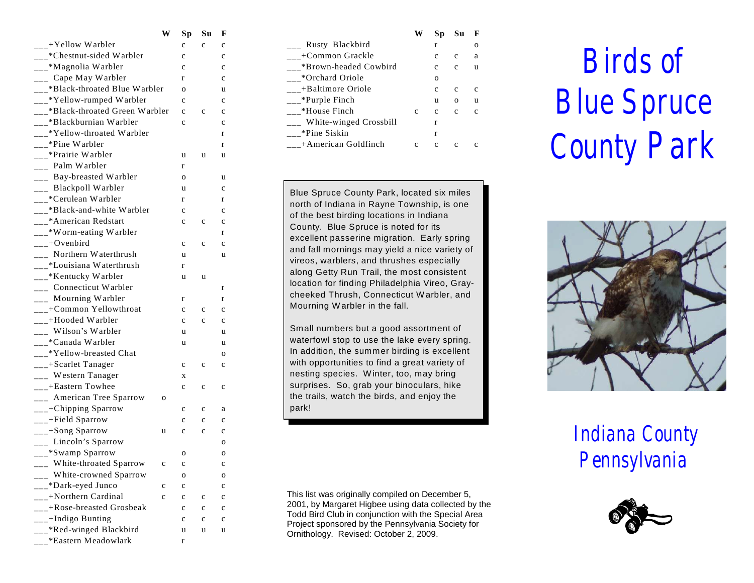| | W | Sp | Su | F |
|---|---|---|---|---|
| ___+Yellow Warbler | | c | c | c |
| ___*Chestnut-sided Warbler | | c | | c |
| ___*Magnolia Warbler | | c | | c |
| ___ Cape May Warbler | | r | | c |
| ___*Black-throated Blue Warbler | | o | | u |
| ___*Yellow-rumped Warbler | | c | | c |
| ___*Black-throated Green Warbler | | c | c | c |
| ___*Blackburnian Warbler | | c | | c |
| ___*Yellow-throated Warbler | | | | r |
| ___*Pine Warbler | | | | r |
| ___*Prairie Warbler | | u | u | u |
| ___ Palm Warbler | | r | | |
| ___ Bay-breasted Warbler | | o | | u |
| ___ Blackpoll Warbler | | u | | c |
| ___*Cerulean Warbler | | r | | r |
| ___*Black-and-white Warbler | | c | | c |
| ___*American Redstart | | c | c | c |
| ___*Worm-eating Warbler | | | | r |
| ___+Ovenbird | | c | c | c |
| ___ Northern Waterthrush | | u | | u |
| ___*Louisiana Waterthrush | | r | | |
| ___*Kentucky Warbler | | u | u | |
| ___ Connecticut Warbler | | | | r |
| ___ Mourning Warbler | | r | | r |
| ___+Common Yellowthroat | | c | c | c |
| ___+Hooded Warbler | | c | c | c |
| ___ Wilson's Warbler | | u | | u |
| ___*Canada Warbler | | u | | u |
| ___*Yellow-breasted Chat | | | | o |
| ___+Scarlet Tanager | | c | c | c |
| ___ Western Tanager | | x | | |
| ___+Eastern Towhee | | c | c | c |
| ___ American Tree Sparrow | o | | | |
| ___+Chipping Sparrow | | c | c | a |
| ___+Field Sparrow | | c | c | c |
| ___+Song Sparrow | u | c | c | c |
| ___ Lincoln's Sparrow | | | | o |
| ___*Swamp Sparrow | | o | | o |
| ___ White-throated Sparrow | c | c | | c |
| ___ White-crowned Sparrow | | o | | o |
| ___*Dark-eyed Junco | c | c | | c |
| ___+Northern Cardinal | c | c | c | c |
| ___+Rose-breasted Grosbeak | | c | c | c |
| ___+Indigo Bunting | | c | c | c |
| ___*Red-winged Blackbird | | u | u | u |
| ___*Eastern Meadowlark | | r | | |

| | W | Sp | Su | F |
|---|---|---|---|---|
| ___ Rusty Blackbird | | r | | o |
| ___+Common Grackle | | c | c | a |
| ___*Brown-headed Cowbird | | c | c | u |
| ___*Orchard Oriole | | o | | |
| ___+Baltimore Oriole | | c | c | c |
| ___*Purple Finch | | u | o | u |
| ___*House Finch | c | c | c | c |
| ___ White-winged Crossbill | | r | | |
| ___*Pine Siskin | | r | | |
| ___+American Goldfinch | c | c | c | c |

Blue Spruce County Park, located six miles north of Indiana in Rayne Township, is one of the best birding locations in Indiana County. Blue Spruce is noted for its excellent passerine migration. Early spring and fall mornings may yield a nice variety of vireos, warblers, and thrushes especially along Getty Run Trail, the most consistent location for finding Philadelphia Vireo, Gray-cheeked Thrush, Connecticut Warbler, and Mourning Warbler in the fall.

Small numbers but a good assortment of waterfowl stop to use the lake every spring. In addition, the summer birding is excellent with opportunities to find a great variety of nesting species. Winter, too, may bring surprises. So, grab your binoculars, hike the trails, watch the birds, and enjoy the park!

This list was originally compiled on December 5, 2001, by Margaret Higbee using data collected by the Todd Bird Club in conjunction with the Special Area Project sponsored by the Pennsylvania Society for Ornithology. Revised: October 2, 2009.

# Birds of Blue Spruce County Park

## Indiana County Pennsylvania